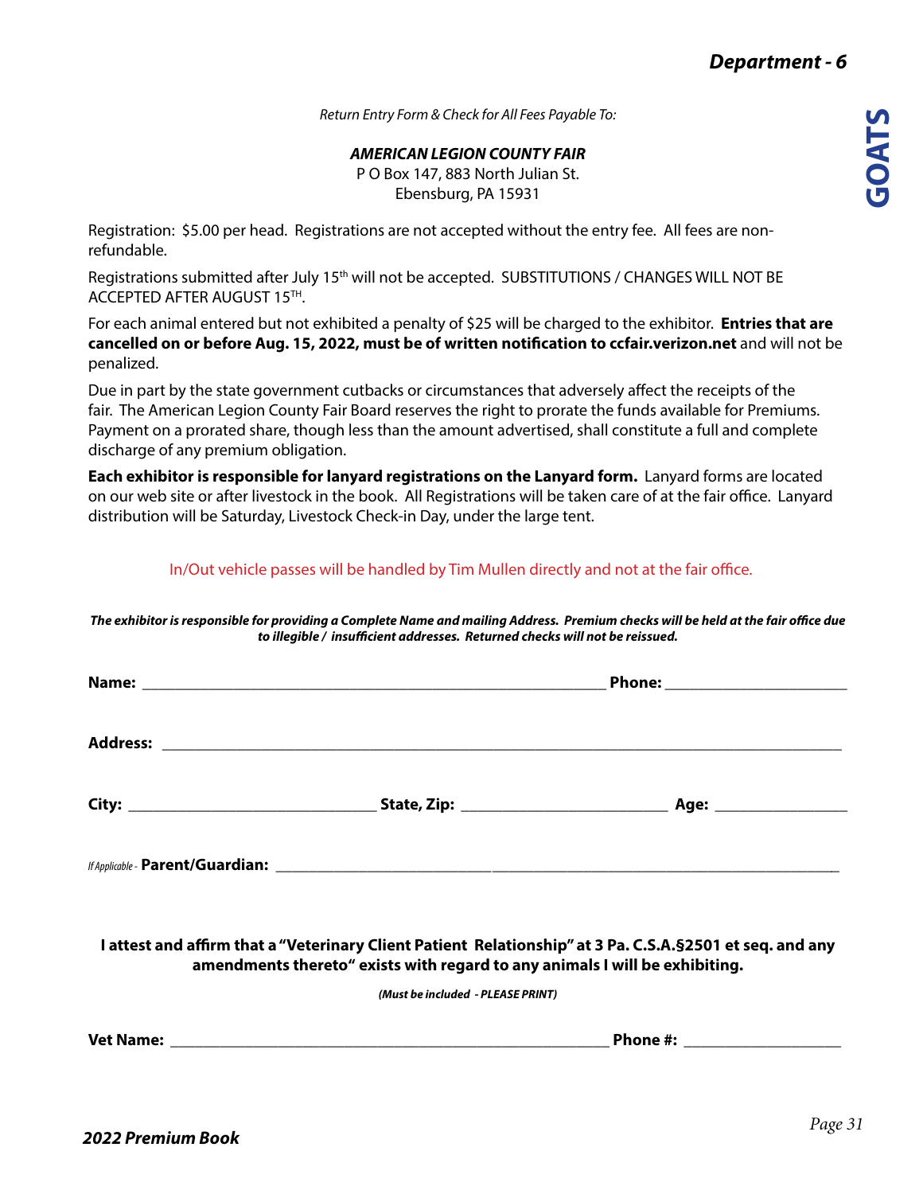# Department - 6

# GOATS

*Return Entry Form & Check for All Fees Payable To:*

***AMERICAN LEGION COUNTY FAIR***
P O Box 147, 883 North Julian St.
Ebensburg, PA 15931

Registration: $5.00 per head. Registrations are not accepted without the entry fee. All fees are non-refundable.

Registrations submitted after July 15th will not be accepted. SUBSTITUTIONS / CHANGES WILL NOT BE ACCEPTED AFTER AUGUST 15TH.

For each animal entered but not exhibited a penalty of $25 will be charged to the exhibitor. **Entries that are cancelled on or before Aug. 15, 2022, must be of written notification to ccfair.verizon.net** and will not be penalized.

Due in part by the state government cutbacks or circumstances that adversely affect the receipts of the fair. The American Legion County Fair Board reserves the right to prorate the funds available for Premiums. Payment on a prorated share, though less than the amount advertised, shall constitute a full and complete discharge of any premium obligation.

**Each exhibitor is responsible for lanyard registrations on the Lanyard form.** Lanyard forms are located on our web site or after livestock in the book. All Registrations will be taken care of at the fair office. Lanyard distribution will be Saturday, Livestock Check-in Day, under the large tent.

In/Out vehicle passes will be handled by Tim Mullen directly and not at the fair office.

***The exhibitor is responsible for providing a Complete Name and mailing Address. Premium checks will be held at the fair office due to illegible / insufficient addresses. Returned checks will not be reissued.***

**Name:** ________________________________________ **Phone:** ____________________

**Address:** ______________________________________________________________

**City:** ________________________ **State, Zip:** ____________________ **Age:** ______________

*If Applicable -* **Parent/Guardian:** ____________________________________________________

**I attest and affirm that a "Veterinary Client Patient Relationship" at 3 Pa. C.S.A.§2501 et seq. and any amendments thereto" exists with regard to any animals I will be exhibiting.**

***(Must be included - PLEASE PRINT)***

**Vet Name:** ________________________________________ **Phone #:** __________________

*2022 Premium Book*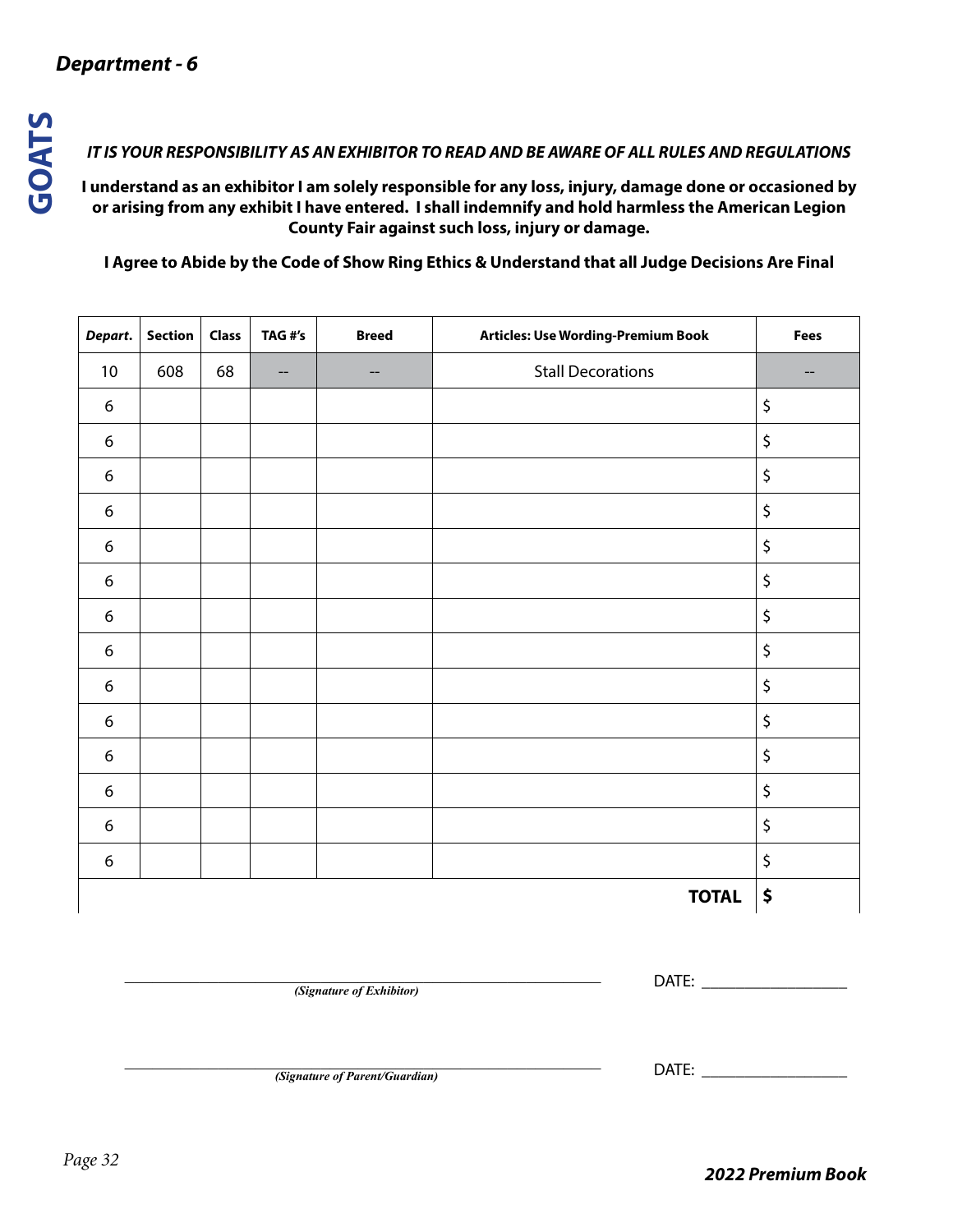## Department - 6

**GOATS**

***IT IS YOUR RESPONSIBILITY AS AN EXHIBITOR TO READ AND BE AWARE OF ALL RULES AND REGULATIONS***

**I understand as an exhibitor I am solely responsible for any loss, injury, damage done or occasioned by or arising from any exhibit I have entered. I shall indemnify and hold harmless the American Legion County Fair against such loss, injury or damage.**

**I Agree to Abide by the Code of Show Ring Ethics & Understand that all Judge Decisions Are Final**

| *Depart.* | Section | Class | TAG #'s | Breed | Articles: Use Wording-Premium Book | Fees |
|---|---|---|---|---|---|---|
| 10 | 608 | 68 | -- | -- | Stall Decorations | -- |
| 6 | | | | | | $ |
| 6 | | | | | | $ |
| 6 | | | | | | $ |
| 6 | | | | | | $ |
| 6 | | | | | | $ |
| 6 | | | | | | $ |
| 6 | | | | | | $ |
| 6 | | | | | | $ |
| 6 | | | | | | $ |
| 6 | | | | | | $ |
| 6 | | | | | | $ |
| 6 | | | | | | $ |
| 6 | | | | | | $ |
| 6 | | | | | | $ |
| | | | | | **TOTAL** | **$** |

_______________________________________________
*(Signature of Exhibitor)*

DATE: _______________

_______________________________________________
*(Signature of Parent/Guardian)*

DATE: _______________